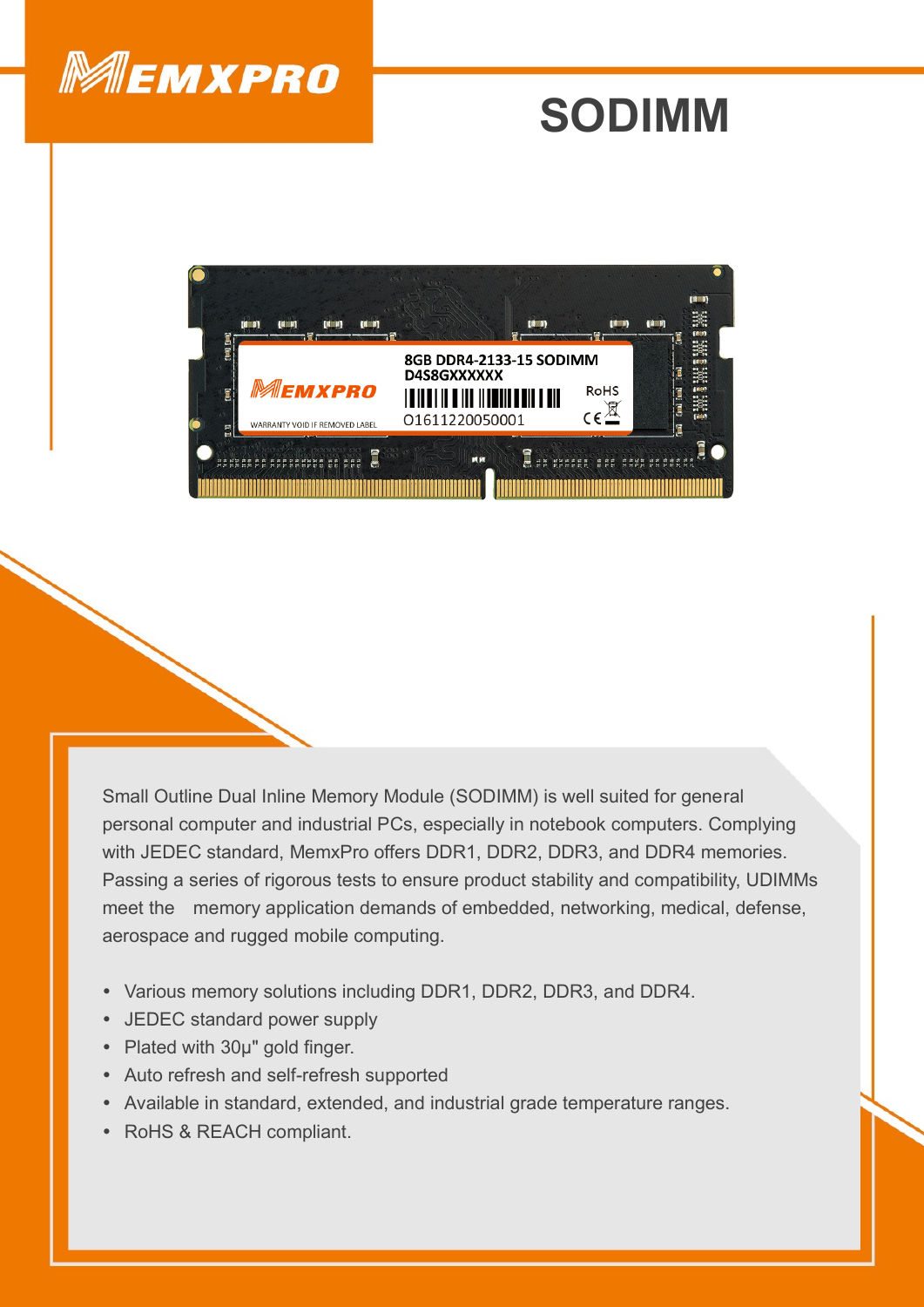MEMXPRO

# SODIMM

Small Outline Dual Inline Memory Module (SODIMM) is well suited for general personal computer and industrial PCs, especially in notebook computers. Complying with JEDEC standard, MemxPro offers DDR1, DDR2, DDR3, and DDR4 memories. Passing a series of rigorous tests to ensure product stability and compatibility, UDIMMs meet the memory application demands of embedded, networking, medical, defense, aerospace and rugged mobile computing.

- Various memory solutions including DDR1, DDR2, DDR3, and DDR4.
- JEDEC standard power supply
- Plated with 30μ" gold finger.
- Auto refresh and self-refresh supported
- Available in standard, extended, and industrial grade temperature ranges.
- RoHS & REACH compliant.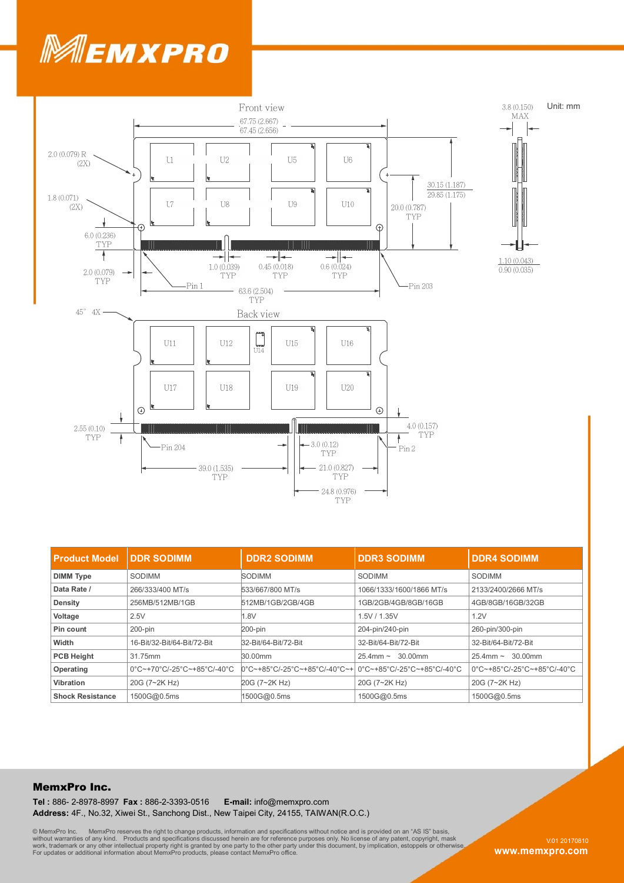Front view

Unit: mm

67.75 (2.667)
67.45 (2.656)

2.0 (0.079) R (2X)

1.8 (0.071) (2X)

6.0 (0.236) TYP

2.0 (0.079) TYP

1.0 (0.039) TYP

0.45 (0.018) TYP

0.6 (0.024) TYP

30.15 (1.187)
29.85 (1.175)

20.0 (0.787) TYP

Pin 1

Pin 203

63.6 (2.504) TYP

3.8 (0.150) MAX

1.10 (0.043)
0.90 (0.035)

U1 U2 U5 U6

U7 U8 U9 U10

Back view

45° 4X

U11 U12 U14 U15 U16

U17 U18 U19 U20

2.55 (0.10) TYP

4.0 (0.157) TYP

Pin 204

Pin 2

3.0 (0.12) TYP

39.0 (1.535) TYP

21.0 (0.827) TYP

24.8 (0.976) TYP

| Product Model | DDR SODIMM | DDR2 SODIMM | DDR3 SODIMM | DDR4 SODIMM |
|---|---|---|---|---|
| DIMM Type | SODIMM | SODIMM | SODIMM | SODIMM |
| Data Rate / | 266/333/400 MT/s | 533/667/800 MT/s | 1066/1333/1600/1866 MT/s | 2133/2400/2666 MT/s |
| Density | 256MB/512MB/1GB | 512MB/1GB/2GB/4GB | 1GB/2GB/4GB/8GB/16GB | 4GB/8GB/16GB/32GB |
| Voltage | 2.5V | 1.8V | 1.5V / 1.35V | 1.2V |
| Pin count | 200-pin | 200-pin | 204-pin/240-pin | 260-pin/300-pin |
| Width | 16-Bit/32-Bit/64-Bit/72-Bit | 32-Bit/64-Bit/72-Bit | 32-Bit/64-Bit/72-Bit | 32-Bit/64-Bit/72-Bit |
| PCB Height | 31.75mm | 30.00mm | 25.4mm ~ 30.00mm | 25.4mm ~ 30.00mm |
| Operating | 0°C~+70°C/-25°C~+85°C/-40°C | 0°C~+85°C/-25°C~+85°C/-40°C~+ | 0°C~+85°C/-25°C~+85°C/-40°C | 0°C~+85°C/-25°C~+85°C/-40°C |
| Vibration | 20G (7~2K Hz) | 20G (7~2K Hz) | 20G (7~2K Hz) | 20G (7~2K Hz) |
| Shock Resistance | 1500G@0.5ms | 1500G@0.5ms | 1500G@0.5ms | 1500G@0.5ms |

**MemxPro Inc.**

**Tel :** 886- 2-8978-8997 **Fax :** 886-2-3393-0516 **E-mail:** info@memxpro.com
**Address:** 4F., No.32, Xiwei St., Sanchong Dist., New Taipei City, 24155, TAIWAN(R.O.C.)

© MemxPro Inc. MemxPro reserves the right to change products, information and specifications without notice and is provided on an "AS IS" basis, without warranties of any kind. Products and specifications discussed herein are for reference purposes only. No license of any patent, copyright, mask work, trademark or any other intellectual property right is granted by one party to the other party under this document, by implication, estoppels or otherwise. For updates or additional information about MemxPro products, please contact MemxPro office.

V.01 20170810
**www.memxpro.com**